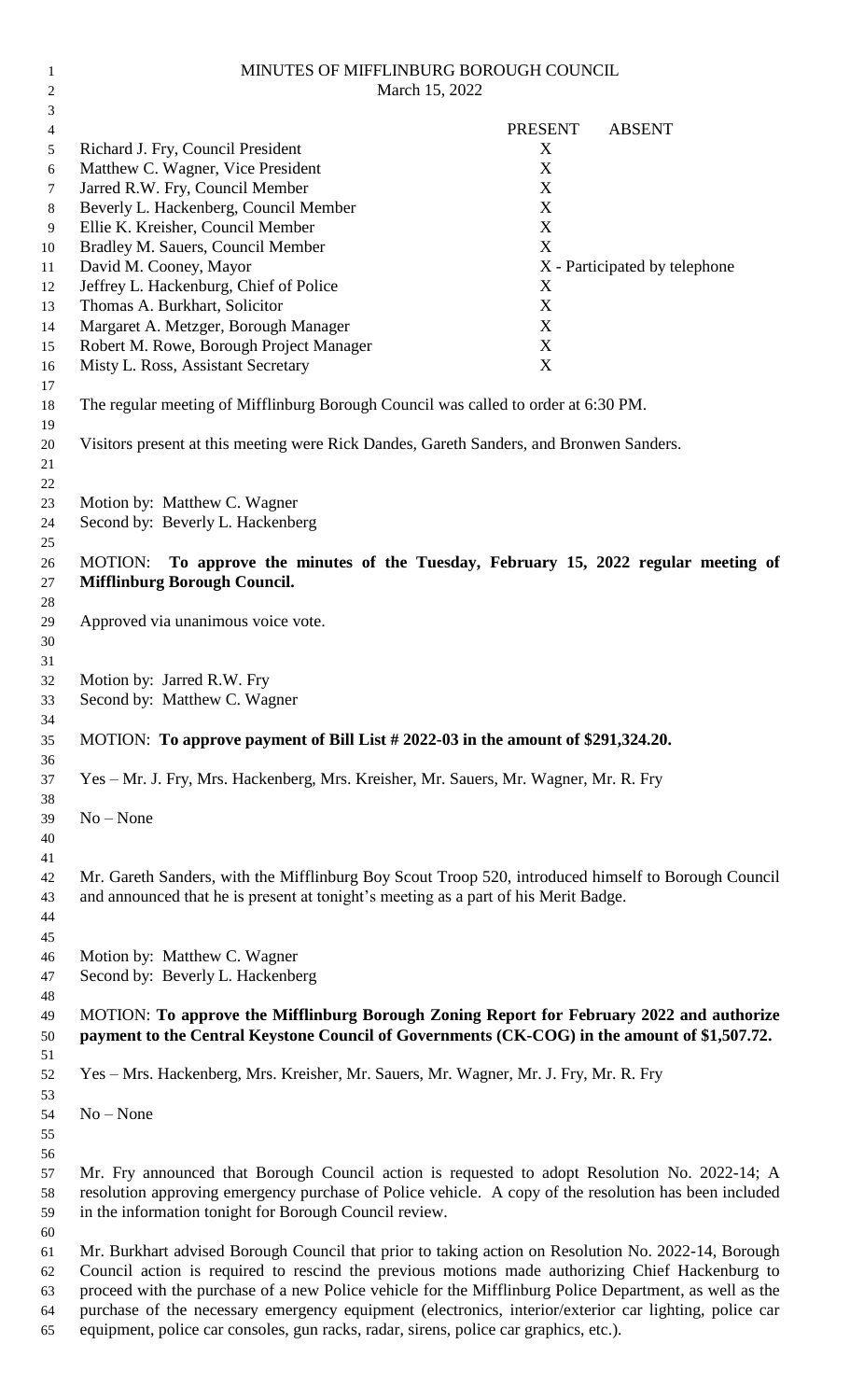# MINUTES OF MIFFLINBURG BOROUGH COUNCIL

March 15, 2022

| | PRESENT | ABSENT |
|---|---|---|
| Richard J. Fry, Council President | X | |
| Matthew C. Wagner, Vice President | X | |
| Jarred R.W. Fry, Council Member | X | |
| Beverly L. Hackenberg, Council Member | X | |
| Ellie K. Kreisher, Council Member | X | |
| Bradley M. Sauers, Council Member | X | |
| David M. Cooney, Mayor | X - Participated by telephone | |
| Jeffrey L. Hackenburg, Chief of Police | X | |
| Thomas A. Burkhart, Solicitor | X | |
| Margaret A. Metzger, Borough Manager | X | |
| Robert M. Rowe, Borough Project Manager | X | |
| Misty L. Ross, Assistant Secretary | X | |

The regular meeting of Mifflinburg Borough Council was called to order at 6:30 PM.

Visitors present at this meeting were Rick Dandes, Gareth Sanders, and Bronwen Sanders.

Motion by: Matthew C. Wagner
Second by: Beverly L. Hackenberg

MOTION: **To approve the minutes of the Tuesday, February 15, 2022 regular meeting of Mifflinburg Borough Council.**

Approved via unanimous voice vote.

Motion by: Jarred R.W. Fry
Second by: Matthew C. Wagner

MOTION: **To approve payment of Bill List # 2022-03 in the amount of $291,324.20.**

Yes – Mr. J. Fry, Mrs. Hackenberg, Mrs. Kreisher, Mr. Sauers, Mr. Wagner, Mr. R. Fry

No – None

Mr. Gareth Sanders, with the Mifflinburg Boy Scout Troop 520, introduced himself to Borough Council and announced that he is present at tonight's meeting as a part of his Merit Badge.

Motion by: Matthew C. Wagner
Second by: Beverly L. Hackenberg

MOTION: **To approve the Mifflinburg Borough Zoning Report for February 2022 and authorize payment to the Central Keystone Council of Governments (CK-COG) in the amount of $1,507.72.**

Yes – Mrs. Hackenberg, Mrs. Kreisher, Mr. Sauers, Mr. Wagner, Mr. J. Fry, Mr. R. Fry

No – None

Mr. Fry announced that Borough Council action is requested to adopt Resolution No. 2022-14; A resolution approving emergency purchase of Police vehicle. A copy of the resolution has been included in the information tonight for Borough Council review.

Mr. Burkhart advised Borough Council that prior to taking action on Resolution No. 2022-14, Borough Council action is required to rescind the previous motions made authorizing Chief Hackenburg to proceed with the purchase of a new Police vehicle for the Mifflinburg Police Department, as well as the purchase of the necessary emergency equipment (electronics, interior/exterior car lighting, police car equipment, police car consoles, gun racks, radar, sirens, police car graphics, etc.).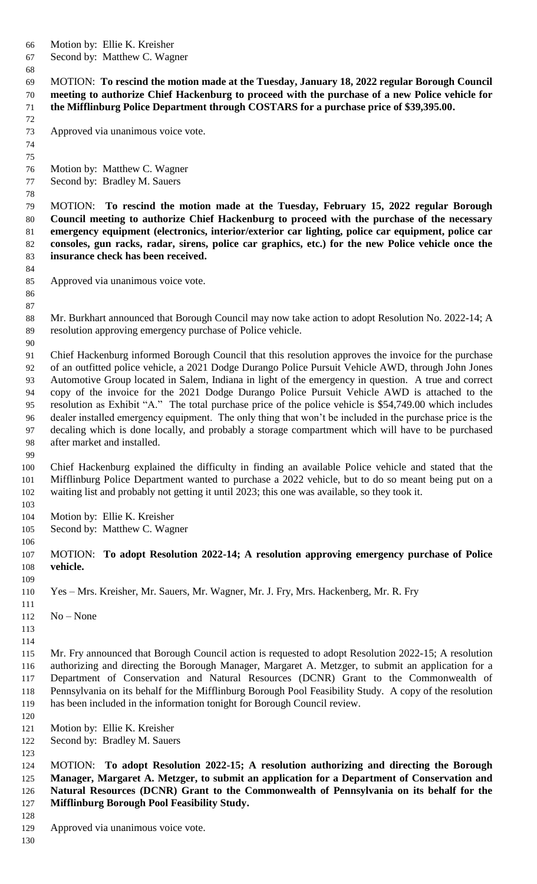Motion by: Ellie K. Kreisher
Second by: Matthew C. Wagner

MOTION: **To rescind the motion made at the Tuesday, January 18, 2022 regular Borough Council meeting to authorize Chief Hackenburg to proceed with the purchase of a new Police vehicle for the Mifflinburg Police Department through COSTARS for a purchase price of $39,395.00.**

Approved via unanimous voice vote.

Motion by: Matthew C. Wagner
Second by: Bradley M. Sauers

MOTION: **To rescind the motion made at the Tuesday, February 15, 2022 regular Borough Council meeting to authorize Chief Hackenburg to proceed with the purchase of the necessary emergency equipment (electronics, interior/exterior car lighting, police car equipment, police car consoles, gun racks, radar, sirens, police car graphics, etc.) for the new Police vehicle once the insurance check has been received.**

Approved via unanimous voice vote.

Mr. Burkhart announced that Borough Council may now take action to adopt Resolution No. 2022-14; A resolution approving emergency purchase of Police vehicle.

Chief Hackenburg informed Borough Council that this resolution approves the invoice for the purchase of an outfitted police vehicle, a 2021 Dodge Durango Police Pursuit Vehicle AWD, through John Jones Automotive Group located in Salem, Indiana in light of the emergency in question. A true and correct copy of the invoice for the 2021 Dodge Durango Police Pursuit Vehicle AWD is attached to the resolution as Exhibit "A." The total purchase price of the police vehicle is $54,749.00 which includes dealer installed emergency equipment. The only thing that won't be included in the purchase price is the decaling which is done locally, and probably a storage compartment which will have to be purchased after market and installed.

Chief Hackenburg explained the difficulty in finding an available Police vehicle and stated that the Mifflinburg Police Department wanted to purchase a 2022 vehicle, but to do so meant being put on a waiting list and probably not getting it until 2023; this one was available, so they took it.

Motion by: Ellie K. Kreisher
Second by: Matthew C. Wagner

MOTION: **To adopt Resolution 2022-14; A resolution approving emergency purchase of Police vehicle.**

Yes – Mrs. Kreisher, Mr. Sauers, Mr. Wagner, Mr. J. Fry, Mrs. Hackenberg, Mr. R. Fry

No – None

Mr. Fry announced that Borough Council action is requested to adopt Resolution 2022-15; A resolution authorizing and directing the Borough Manager, Margaret A. Metzger, to submit an application for a Department of Conservation and Natural Resources (DCNR) Grant to the Commonwealth of Pennsylvania on its behalf for the Mifflinburg Borough Pool Feasibility Study. A copy of the resolution has been included in the information tonight for Borough Council review.

Motion by: Ellie K. Kreisher
Second by: Bradley M. Sauers

MOTION: **To adopt Resolution 2022-15; A resolution authorizing and directing the Borough Manager, Margaret A. Metzger, to submit an application for a Department of Conservation and Natural Resources (DCNR) Grant to the Commonwealth of Pennsylvania on its behalf for the Mifflinburg Borough Pool Feasibility Study.**

Approved via unanimous voice vote.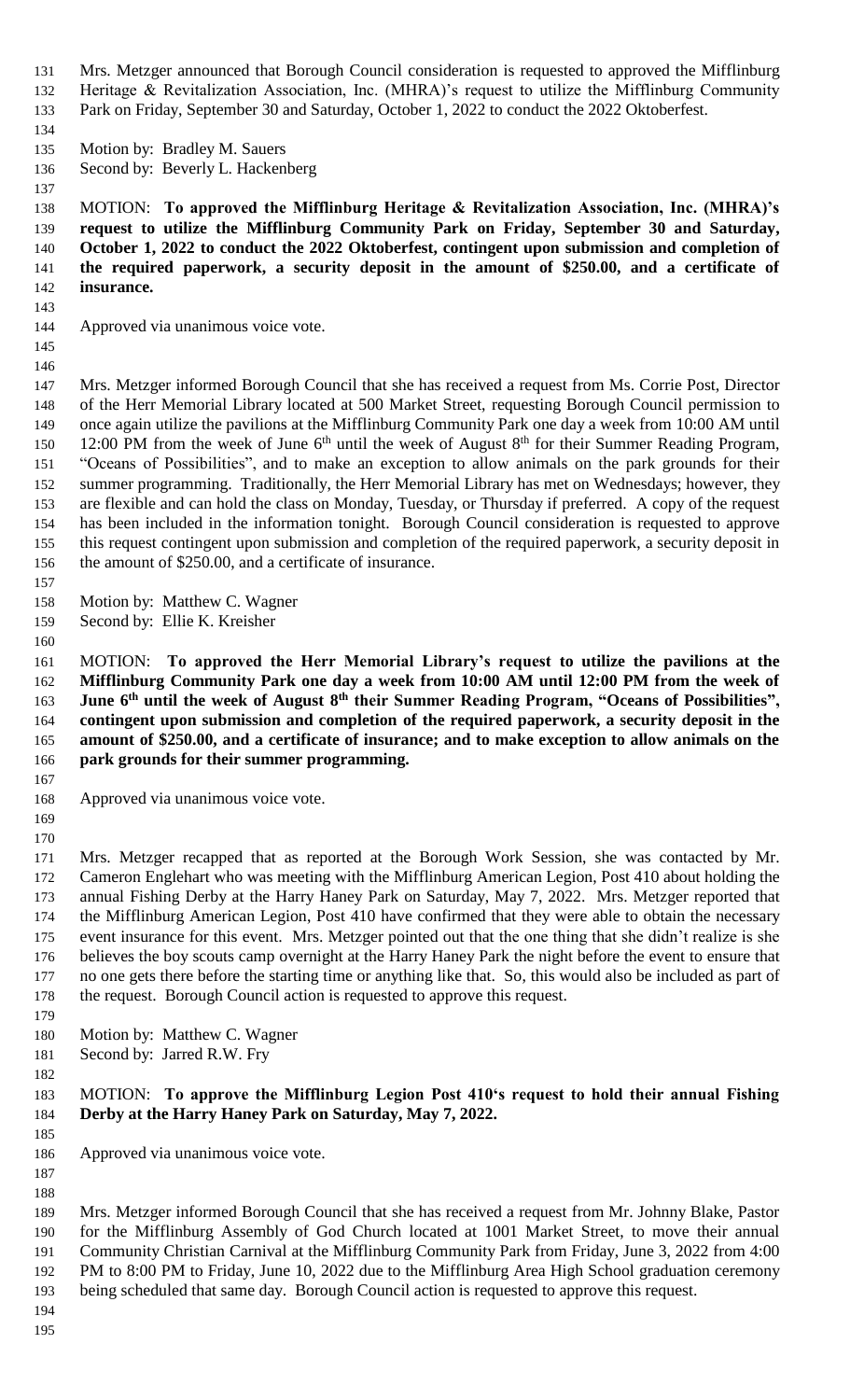Mrs. Metzger announced that Borough Council consideration is requested to approved the Mifflinburg Heritage & Revitalization Association, Inc. (MHRA)'s request to utilize the Mifflinburg Community Park on Friday, September 30 and Saturday, October 1, 2022 to conduct the 2022 Oktoberfest.

Motion by: Bradley M. Sauers
Second by: Beverly L. Hackenberg

MOTION: **To approved the Mifflinburg Heritage & Revitalization Association, Inc. (MHRA)'s request to utilize the Mifflinburg Community Park on Friday, September 30 and Saturday, October 1, 2022 to conduct the 2022 Oktoberfest, contingent upon submission and completion of the required paperwork, a security deposit in the amount of $250.00, and a certificate of insurance.**

Approved via unanimous voice vote.

Mrs. Metzger informed Borough Council that she has received a request from Ms. Corrie Post, Director of the Herr Memorial Library located at 500 Market Street, requesting Borough Council permission to once again utilize the pavilions at the Mifflinburg Community Park one day a week from 10:00 AM until 12:00 PM from the week of June 6th until the week of August 8th for their Summer Reading Program, "Oceans of Possibilities", and to make an exception to allow animals on the park grounds for their summer programming. Traditionally, the Herr Memorial Library has met on Wednesdays; however, they are flexible and can hold the class on Monday, Tuesday, or Thursday if preferred. A copy of the request has been included in the information tonight. Borough Council consideration is requested to approve this request contingent upon submission and completion of the required paperwork, a security deposit in the amount of $250.00, and a certificate of insurance.

Motion by: Matthew C. Wagner
Second by: Ellie K. Kreisher

MOTION: **To approved the Herr Memorial Library's request to utilize the pavilions at the Mifflinburg Community Park one day a week from 10:00 AM until 12:00 PM from the week of June 6th until the week of August 8th their Summer Reading Program, "Oceans of Possibilities", contingent upon submission and completion of the required paperwork, a security deposit in the amount of $250.00, and a certificate of insurance; and to make exception to allow animals on the park grounds for their summer programming.**

Approved via unanimous voice vote.

Mrs. Metzger recapped that as reported at the Borough Work Session, she was contacted by Mr. Cameron Englehart who was meeting with the Mifflinburg American Legion, Post 410 about holding the annual Fishing Derby at the Harry Haney Park on Saturday, May 7, 2022. Mrs. Metzger reported that the Mifflinburg American Legion, Post 410 have confirmed that they were able to obtain the necessary event insurance for this event. Mrs. Metzger pointed out that the one thing that she didn't realize is she believes the boy scouts camp overnight at the Harry Haney Park the night before the event to ensure that no one gets there before the starting time or anything like that. So, this would also be included as part of the request. Borough Council action is requested to approve this request.

Motion by: Matthew C. Wagner
Second by: Jarred R.W. Fry

MOTION: **To approve the Mifflinburg Legion Post 410's request to hold their annual Fishing Derby at the Harry Haney Park on Saturday, May 7, 2022.**

Approved via unanimous voice vote.

Mrs. Metzger informed Borough Council that she has received a request from Mr. Johnny Blake, Pastor for the Mifflinburg Assembly of God Church located at 1001 Market Street, to move their annual Community Christian Carnival at the Mifflinburg Community Park from Friday, June 3, 2022 from 4:00 PM to 8:00 PM to Friday, June 10, 2022 due to the Mifflinburg Area High School graduation ceremony being scheduled that same day. Borough Council action is requested to approve this request.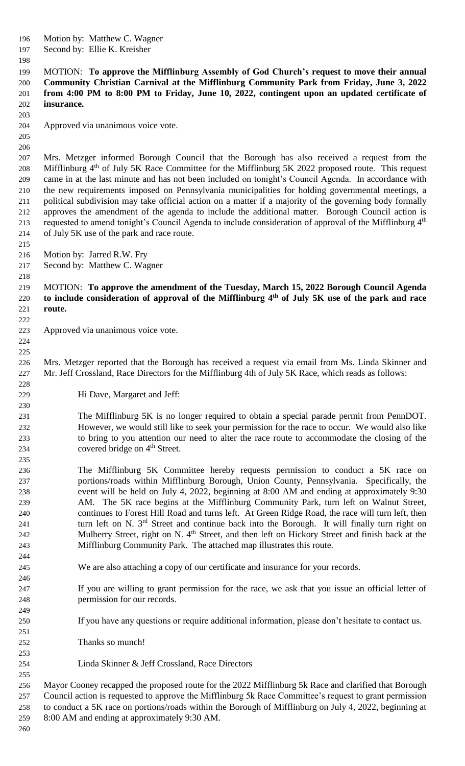Motion by: Matthew C. Wagner
Second by: Ellie K. Kreisher

MOTION: **To approve the Mifflinburg Assembly of God Church's request to move their annual Community Christian Carnival at the Mifflinburg Community Park from Friday, June 3, 2022 from 4:00 PM to 8:00 PM to Friday, June 10, 2022, contingent upon an updated certificate of insurance.**

Approved via unanimous voice vote.

Mrs. Metzger informed Borough Council that the Borough has also received a request from the Mifflinburg 4th of July 5K Race Committee for the Mifflinburg 5K 2022 proposed route. This request came in at the last minute and has not been included on tonight's Council Agenda. In accordance with the new requirements imposed on Pennsylvania municipalities for holding governmental meetings, a political subdivision may take official action on a matter if a majority of the governing body formally approves the amendment of the agenda to include the additional matter. Borough Council action is requested to amend tonight's Council Agenda to include consideration of approval of the Mifflinburg 4th of July 5K use of the park and race route.

Motion by: Jarred R.W. Fry
Second by: Matthew C. Wagner

MOTION: **To approve the amendment of the Tuesday, March 15, 2022 Borough Council Agenda to include consideration of approval of the Mifflinburg 4th of July 5K use of the park and race route.**

Approved via unanimous voice vote.

Mrs. Metzger reported that the Borough has received a request via email from Ms. Linda Skinner and Mr. Jeff Crossland, Race Directors for the Mifflinburg 4th of July 5K Race, which reads as follows:

> Hi Dave, Margaret and Jeff:
>
> The Mifflinburg 5K is no longer required to obtain a special parade permit from PennDOT. However, we would still like to seek your permission for the race to occur. We would also like to bring to you attention our need to alter the race route to accommodate the closing of the covered bridge on 4th Street.
>
> The Mifflinburg 5K Committee hereby requests permission to conduct a 5K race on portions/roads within Mifflinburg Borough, Union County, Pennsylvania. Specifically, the event will be held on July 4, 2022, beginning at 8:00 AM and ending at approximately 9:30 AM. The 5K race begins at the Mifflinburg Community Park, turn left on Walnut Street, continues to Forest Hill Road and turns left. At Green Ridge Road, the race will turn left, then turn left on N. 3rd Street and continue back into the Borough. It will finally turn right on Mulberry Street, right on N. 4th Street, and then left on Hickory Street and finish back at the Mifflinburg Community Park. The attached map illustrates this route.
>
> We are also attaching a copy of our certificate and insurance for your records.
>
> If you are willing to grant permission for the race, we ask that you issue an official letter of permission for our records.
>
> If you have any questions or require additional information, please don't hesitate to contact us.
>
> Thanks so munch!
>
> Linda Skinner & Jeff Crossland, Race Directors

Mayor Cooney recapped the proposed route for the 2022 Mifflinburg 5k Race and clarified that Borough Council action is requested to approve the Mifflinburg 5k Race Committee's request to grant permission to conduct a 5K race on portions/roads within the Borough of Mifflinburg on July 4, 2022, beginning at 8:00 AM and ending at approximately 9:30 AM.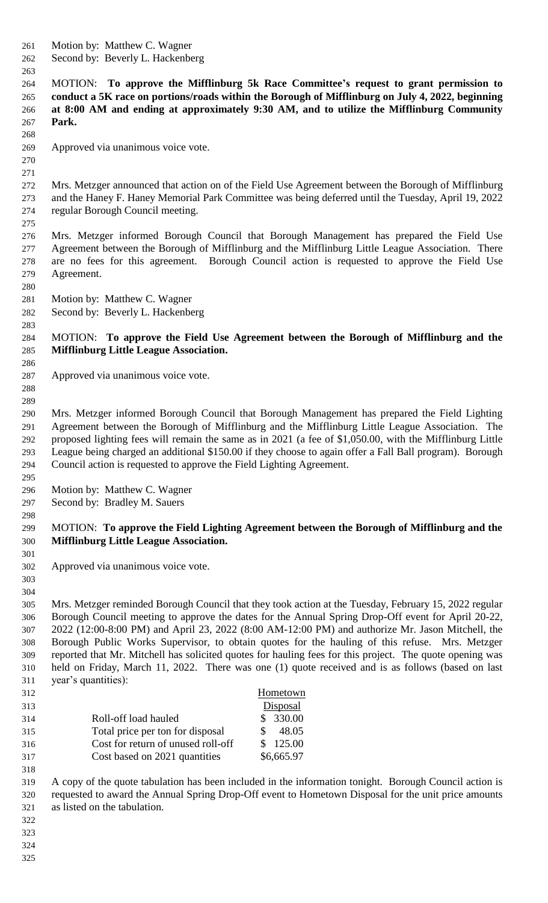Motion by: Matthew C. Wagner
Second by: Beverly L. Hackenberg

MOTION: **To approve the Mifflinburg 5k Race Committee's request to grant permission to conduct a 5K race on portions/roads within the Borough of Mifflinburg on July 4, 2022, beginning at 8:00 AM and ending at approximately 9:30 AM, and to utilize the Mifflinburg Community Park.**

Approved via unanimous voice vote.

Mrs. Metzger announced that action on of the Field Use Agreement between the Borough of Mifflinburg and the Haney F. Haney Memorial Park Committee was being deferred until the Tuesday, April 19, 2022 regular Borough Council meeting.

Mrs. Metzger informed Borough Council that Borough Management has prepared the Field Use Agreement between the Borough of Mifflinburg and the Mifflinburg Little League Association. There are no fees for this agreement. Borough Council action is requested to approve the Field Use Agreement.

Motion by: Matthew C. Wagner
Second by: Beverly L. Hackenberg

MOTION: **To approve the Field Use Agreement between the Borough of Mifflinburg and the Mifflinburg Little League Association.**

Approved via unanimous voice vote.

Mrs. Metzger informed Borough Council that Borough Management has prepared the Field Lighting Agreement between the Borough of Mifflinburg and the Mifflinburg Little League Association. The proposed lighting fees will remain the same as in 2021 (a fee of $1,050.00, with the Mifflinburg Little League being charged an additional $150.00 if they choose to again offer a Fall Ball program). Borough Council action is requested to approve the Field Lighting Agreement.

Motion by: Matthew C. Wagner
Second by: Bradley M. Sauers

MOTION: **To approve the Field Lighting Agreement between the Borough of Mifflinburg and the Mifflinburg Little League Association.**

Approved via unanimous voice vote.

Mrs. Metzger reminded Borough Council that they took action at the Tuesday, February 15, 2022 regular Borough Council meeting to approve the dates for the Annual Spring Drop-Off event for April 20-22, 2022 (12:00-8:00 PM) and April 23, 2022 (8:00 AM-12:00 PM) and authorize Mr. Jason Mitchell, the Borough Public Works Supervisor, to obtain quotes for the hauling of this refuse. Mrs. Metzger reported that Mr. Mitchell has solicited quotes for hauling fees for this project. The quote opening was held on Friday, March 11, 2022. There was one (1) quote received and is as follows (based on last year's quantities):

| | Hometown Disposal |
|---|---|
| Roll-off load hauled | $ 330.00 |
| Total price per ton for disposal | $ 48.05 |
| Cost for return of unused roll-off | $ 125.00 |
| Cost based on 2021 quantities | $6,665.97 |

A copy of the quote tabulation has been included in the information tonight. Borough Council action is requested to award the Annual Spring Drop-Off event to Hometown Disposal for the unit price amounts as listed on the tabulation.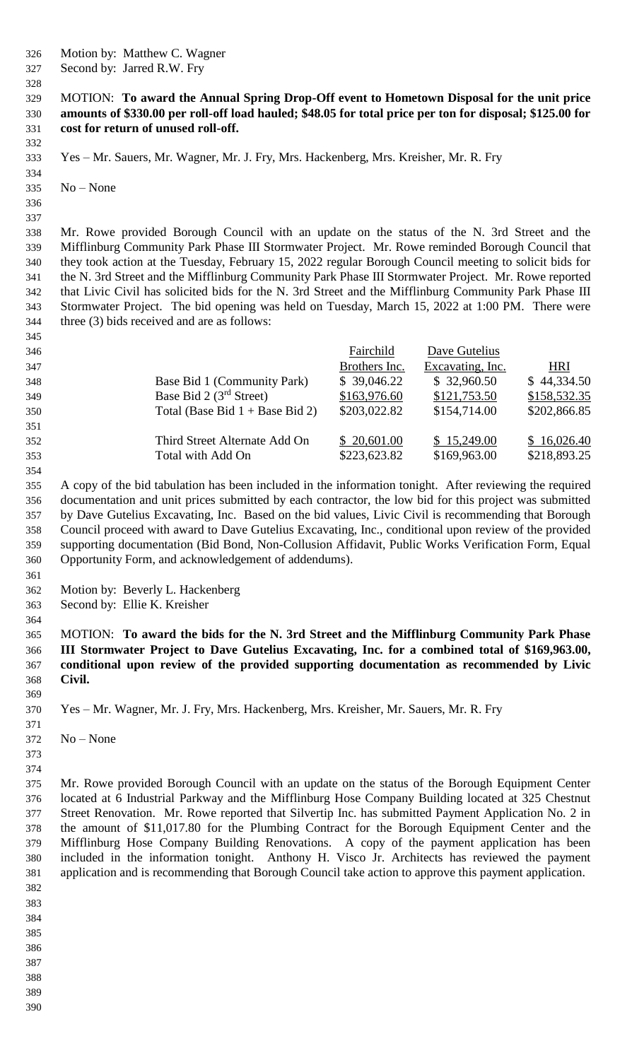Motion by: Matthew C. Wagner
Second by: Jarred R.W. Fry

MOTION: **To award the Annual Spring Drop-Off event to Hometown Disposal for the unit price amounts of $330.00 per roll-off load hauled; $48.05 for total price per ton for disposal; $125.00 for cost for return of unused roll-off.**

Yes – Mr. Sauers, Mr. Wagner, Mr. J. Fry, Mrs. Hackenberg, Mrs. Kreisher, Mr. R. Fry

No – None

Mr. Rowe provided Borough Council with an update on the status of the N. 3rd Street and the Mifflinburg Community Park Phase III Stormwater Project. Mr. Rowe reminded Borough Council that they took action at the Tuesday, February 15, 2022 regular Borough Council meeting to solicit bids for the N. 3rd Street and the Mifflinburg Community Park Phase III Stormwater Project. Mr. Rowe reported that Livic Civil has solicited bids for the N. 3rd Street and the Mifflinburg Community Park Phase III Stormwater Project. The bid opening was held on Tuesday, March 15, 2022 at 1:00 PM. There were three (3) bids received and are as follows:

| | Fairchild Brothers Inc. | Dave Gutelius Excavating, Inc. | HRI |
|---|---|---|---|
| Base Bid 1 (Community Park) | $ 39,046.22 | $ 32,960.50 | $ 44,334.50 |
| Base Bid 2 (3rd Street) | $163,976.60 | $121,753.50 | $158,532.35 |
| Total (Base Bid 1 + Base Bid 2) | $203,022.82 | $154,714.00 | $202,866.85 |
| | | | |
| Third Street Alternate Add On | $ 20,601.00 | $ 15,249.00 | $ 16,026.40 |
| Total with Add On | $223,623.82 | $169,963.00 | $218,893.25 |

A copy of the bid tabulation has been included in the information tonight. After reviewing the required documentation and unit prices submitted by each contractor, the low bid for this project was submitted by Dave Gutelius Excavating, Inc. Based on the bid values, Livic Civil is recommending that Borough Council proceed with award to Dave Gutelius Excavating, Inc., conditional upon review of the provided supporting documentation (Bid Bond, Non-Collusion Affidavit, Public Works Verification Form, Equal Opportunity Form, and acknowledgement of addendums).

Motion by: Beverly L. Hackenberg
Second by: Ellie K. Kreisher

MOTION: **To award the bids for the N. 3rd Street and the Mifflinburg Community Park Phase III Stormwater Project to Dave Gutelius Excavating, Inc. for a combined total of $169,963.00, conditional upon review of the provided supporting documentation as recommended by Livic Civil.**

Yes – Mr. Wagner, Mr. J. Fry, Mrs. Hackenberg, Mrs. Kreisher, Mr. Sauers, Mr. R. Fry

No – None

Mr. Rowe provided Borough Council with an update on the status of the Borough Equipment Center located at 6 Industrial Parkway and the Mifflinburg Hose Company Building located at 325 Chestnut Street Renovation. Mr. Rowe reported that Silvertip Inc. has submitted Payment Application No. 2 in the amount of $11,017.80 for the Plumbing Contract for the Borough Equipment Center and the Mifflinburg Hose Company Building Renovations. A copy of the payment application has been included in the information tonight. Anthony H. Visco Jr. Architects has reviewed the payment application and is recommending that Borough Council take action to approve this payment application.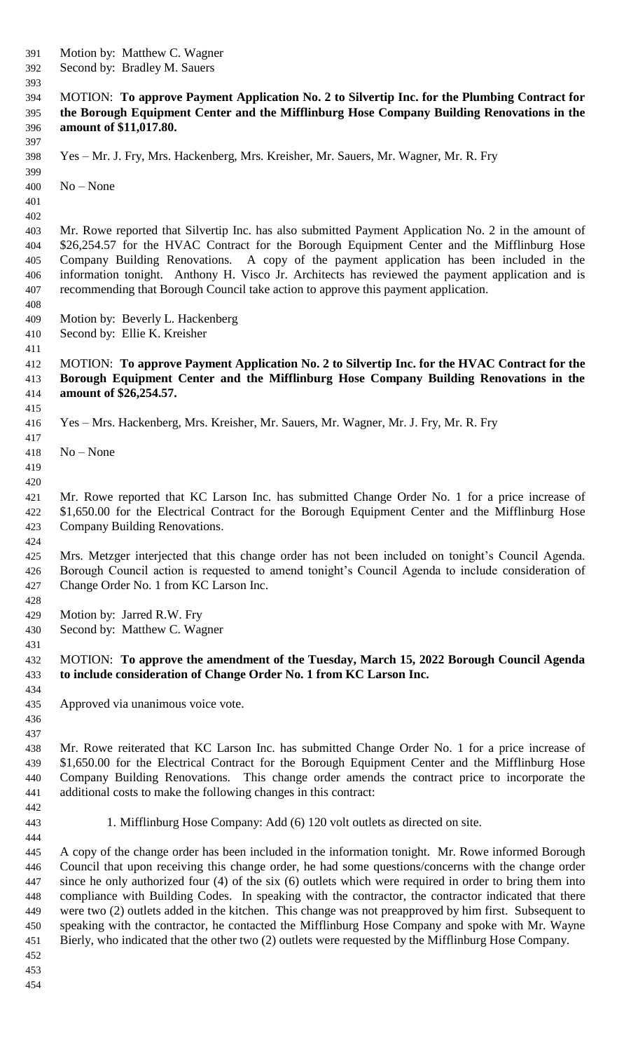Motion by: Matthew C. Wagner
Second by: Bradley M. Sauers

MOTION: **To approve Payment Application No. 2 to Silvertip Inc. for the Plumbing Contract for the Borough Equipment Center and the Mifflinburg Hose Company Building Renovations in the amount of $11,017.80.**

Yes – Mr. J. Fry, Mrs. Hackenberg, Mrs. Kreisher, Mr. Sauers, Mr. Wagner, Mr. R. Fry

No – None

Mr. Rowe reported that Silvertip Inc. has also submitted Payment Application No. 2 in the amount of $26,254.57 for the HVAC Contract for the Borough Equipment Center and the Mifflinburg Hose Company Building Renovations. A copy of the payment application has been included in the information tonight. Anthony H. Visco Jr. Architects has reviewed the payment application and is recommending that Borough Council take action to approve this payment application.

Motion by: Beverly L. Hackenberg
Second by: Ellie K. Kreisher

MOTION: **To approve Payment Application No. 2 to Silvertip Inc. for the HVAC Contract for the Borough Equipment Center and the Mifflinburg Hose Company Building Renovations in the amount of $26,254.57.**

Yes – Mrs. Hackenberg, Mrs. Kreisher, Mr. Sauers, Mr. Wagner, Mr. J. Fry, Mr. R. Fry

No – None

Mr. Rowe reported that KC Larson Inc. has submitted Change Order No. 1 for a price increase of $1,650.00 for the Electrical Contract for the Borough Equipment Center and the Mifflinburg Hose Company Building Renovations.

Mrs. Metzger interjected that this change order has not been included on tonight's Council Agenda. Borough Council action is requested to amend tonight's Council Agenda to include consideration of Change Order No. 1 from KC Larson Inc.

Motion by: Jarred R.W. Fry
Second by: Matthew C. Wagner

MOTION: **To approve the amendment of the Tuesday, March 15, 2022 Borough Council Agenda to include consideration of Change Order No. 1 from KC Larson Inc.**

Approved via unanimous voice vote.

Mr. Rowe reiterated that KC Larson Inc. has submitted Change Order No. 1 for a price increase of $1,650.00 for the Electrical Contract for the Borough Equipment Center and the Mifflinburg Hose Company Building Renovations. This change order amends the contract price to incorporate the additional costs to make the following changes in this contract:

1. Mifflinburg Hose Company: Add (6) 120 volt outlets as directed on site.

A copy of the change order has been included in the information tonight. Mr. Rowe informed Borough Council that upon receiving this change order, he had some questions/concerns with the change order since he only authorized four (4) of the six (6) outlets which were required in order to bring them into compliance with Building Codes. In speaking with the contractor, the contractor indicated that there were two (2) outlets added in the kitchen. This change was not preapproved by him first. Subsequent to speaking with the contractor, he contacted the Mifflinburg Hose Company and spoke with Mr. Wayne Bierly, who indicated that the other two (2) outlets were requested by the Mifflinburg Hose Company.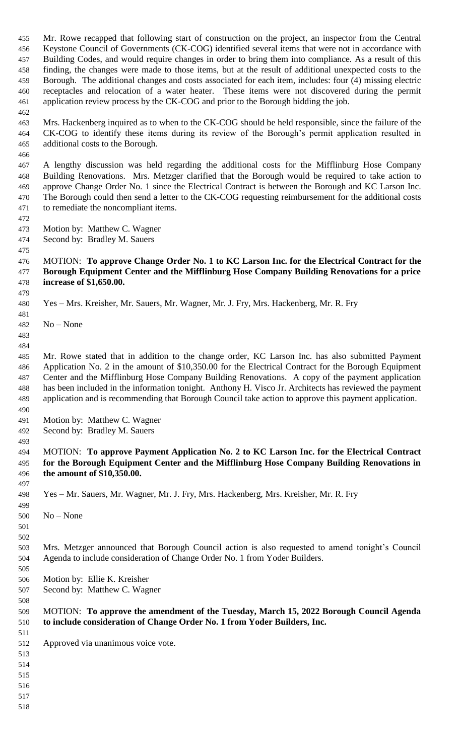Mr. Rowe recapped that following start of construction on the project, an inspector from the Central Keystone Council of Governments (CK-COG) identified several items that were not in accordance with Building Codes, and would require changes in order to bring them into compliance. As a result of this finding, the changes were made to those items, but at the result of additional unexpected costs to the Borough. The additional changes and costs associated for each item, includes: four (4) missing electric receptacles and relocation of a water heater. These items were not discovered during the permit application review process by the CK-COG and prior to the Borough bidding the job.

Mrs. Hackenberg inquired as to when to the CK-COG should be held responsible, since the failure of the CK-COG to identify these items during its review of the Borough's permit application resulted in additional costs to the Borough.

A lengthy discussion was held regarding the additional costs for the Mifflinburg Hose Company Building Renovations. Mrs. Metzger clarified that the Borough would be required to take action to approve Change Order No. 1 since the Electrical Contract is between the Borough and KC Larson Inc. The Borough could then send a letter to the CK-COG requesting reimbursement for the additional costs to remediate the noncompliant items.

Motion by: Matthew C. Wagner
Second by: Bradley M. Sauers

MOTION: **To approve Change Order No. 1 to KC Larson Inc. for the Electrical Contract for the Borough Equipment Center and the Mifflinburg Hose Company Building Renovations for a price increase of $1,650.00.**

Yes – Mrs. Kreisher, Mr. Sauers, Mr. Wagner, Mr. J. Fry, Mrs. Hackenberg, Mr. R. Fry

No – None

Mr. Rowe stated that in addition to the change order, KC Larson Inc. has also submitted Payment Application No. 2 in the amount of $10,350.00 for the Electrical Contract for the Borough Equipment Center and the Mifflinburg Hose Company Building Renovations. A copy of the payment application has been included in the information tonight. Anthony H. Visco Jr. Architects has reviewed the payment application and is recommending that Borough Council take action to approve this payment application.

Motion by: Matthew C. Wagner
Second by: Bradley M. Sauers

MOTION: **To approve Payment Application No. 2 to KC Larson Inc. for the Electrical Contract for the Borough Equipment Center and the Mifflinburg Hose Company Building Renovations in the amount of $10,350.00.**

Yes – Mr. Sauers, Mr. Wagner, Mr. J. Fry, Mrs. Hackenberg, Mrs. Kreisher, Mr. R. Fry

No – None

Mrs. Metzger announced that Borough Council action is also requested to amend tonight's Council Agenda to include consideration of Change Order No. 1 from Yoder Builders.

Motion by: Ellie K. Kreisher
Second by: Matthew C. Wagner

MOTION: **To approve the amendment of the Tuesday, March 15, 2022 Borough Council Agenda to include consideration of Change Order No. 1 from Yoder Builders, Inc.**

Approved via unanimous voice vote.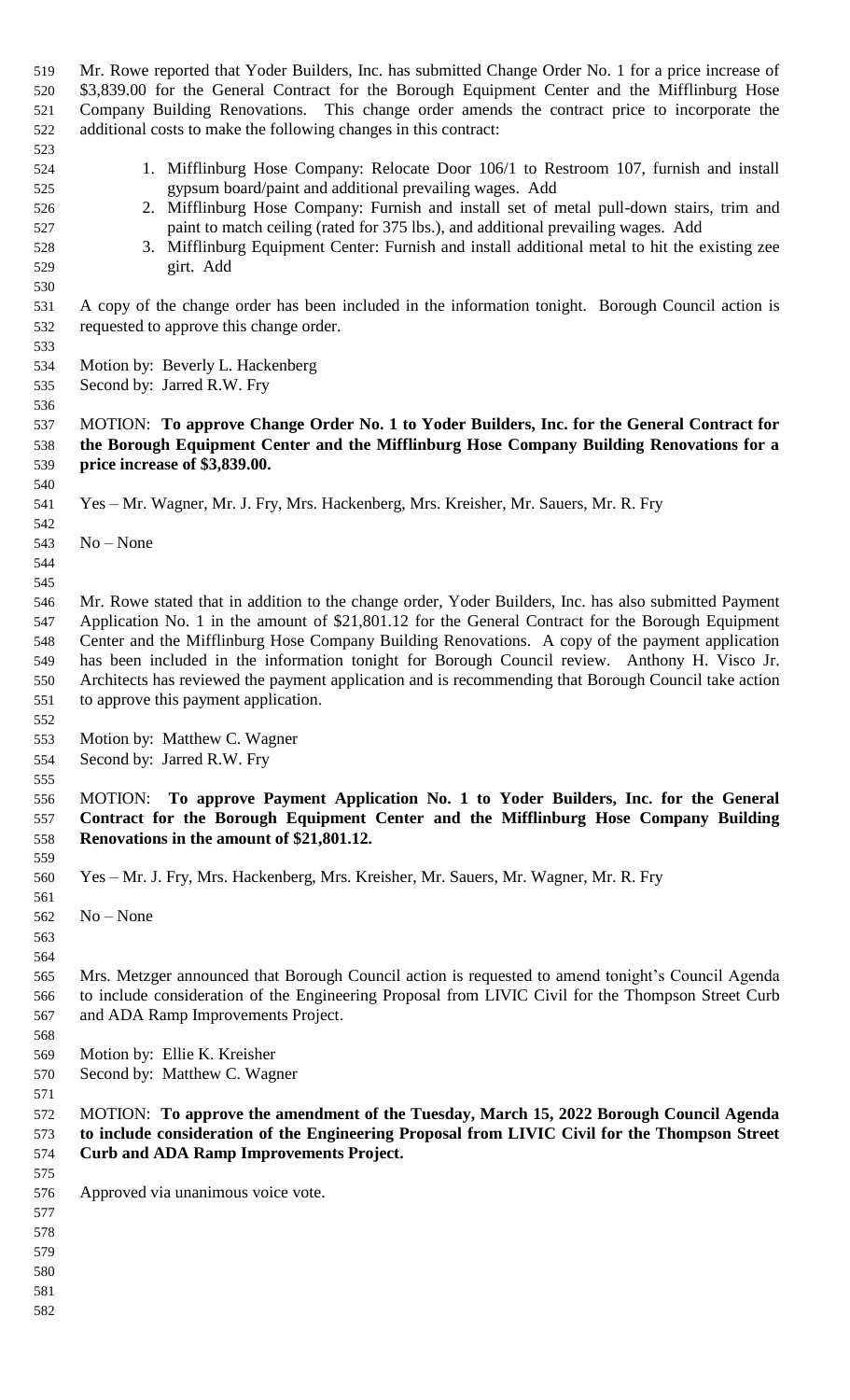Mr. Rowe reported that Yoder Builders, Inc. has submitted Change Order No. 1 for a price increase of $3,839.00 for the General Contract for the Borough Equipment Center and the Mifflinburg Hose Company Building Renovations. This change order amends the contract price to incorporate the additional costs to make the following changes in this contract:

1. Mifflinburg Hose Company: Relocate Door 106/1 to Restroom 107, furnish and install gypsum board/paint and additional prevailing wages. Add
2. Mifflinburg Hose Company: Furnish and install set of metal pull-down stairs, trim and paint to match ceiling (rated for 375 lbs.), and additional prevailing wages. Add
3. Mifflinburg Equipment Center: Furnish and install additional metal to hit the existing zee girt. Add

A copy of the change order has been included in the information tonight. Borough Council action is requested to approve this change order.

Motion by: Beverly L. Hackenberg
Second by: Jarred R.W. Fry

MOTION: **To approve Change Order No. 1 to Yoder Builders, Inc. for the General Contract for the Borough Equipment Center and the Mifflinburg Hose Company Building Renovations for a price increase of $3,839.00.**

Yes – Mr. Wagner, Mr. J. Fry, Mrs. Hackenberg, Mrs. Kreisher, Mr. Sauers, Mr. R. Fry

No – None

Mr. Rowe stated that in addition to the change order, Yoder Builders, Inc. has also submitted Payment Application No. 1 in the amount of $21,801.12 for the General Contract for the Borough Equipment Center and the Mifflinburg Hose Company Building Renovations. A copy of the payment application has been included in the information tonight for Borough Council review. Anthony H. Visco Jr. Architects has reviewed the payment application and is recommending that Borough Council take action to approve this payment application.

Motion by: Matthew C. Wagner
Second by: Jarred R.W. Fry

MOTION: **To approve Payment Application No. 1 to Yoder Builders, Inc. for the General Contract for the Borough Equipment Center and the Mifflinburg Hose Company Building Renovations in the amount of $21,801.12.**

Yes – Mr. J. Fry, Mrs. Hackenberg, Mrs. Kreisher, Mr. Sauers, Mr. Wagner, Mr. R. Fry

No – None

Mrs. Metzger announced that Borough Council action is requested to amend tonight's Council Agenda to include consideration of the Engineering Proposal from LIVIC Civil for the Thompson Street Curb and ADA Ramp Improvements Project.

Motion by: Ellie K. Kreisher
Second by: Matthew C. Wagner

MOTION: **To approve the amendment of the Tuesday, March 15, 2022 Borough Council Agenda to include consideration of the Engineering Proposal from LIVIC Civil for the Thompson Street Curb and ADA Ramp Improvements Project.**

Approved via unanimous voice vote.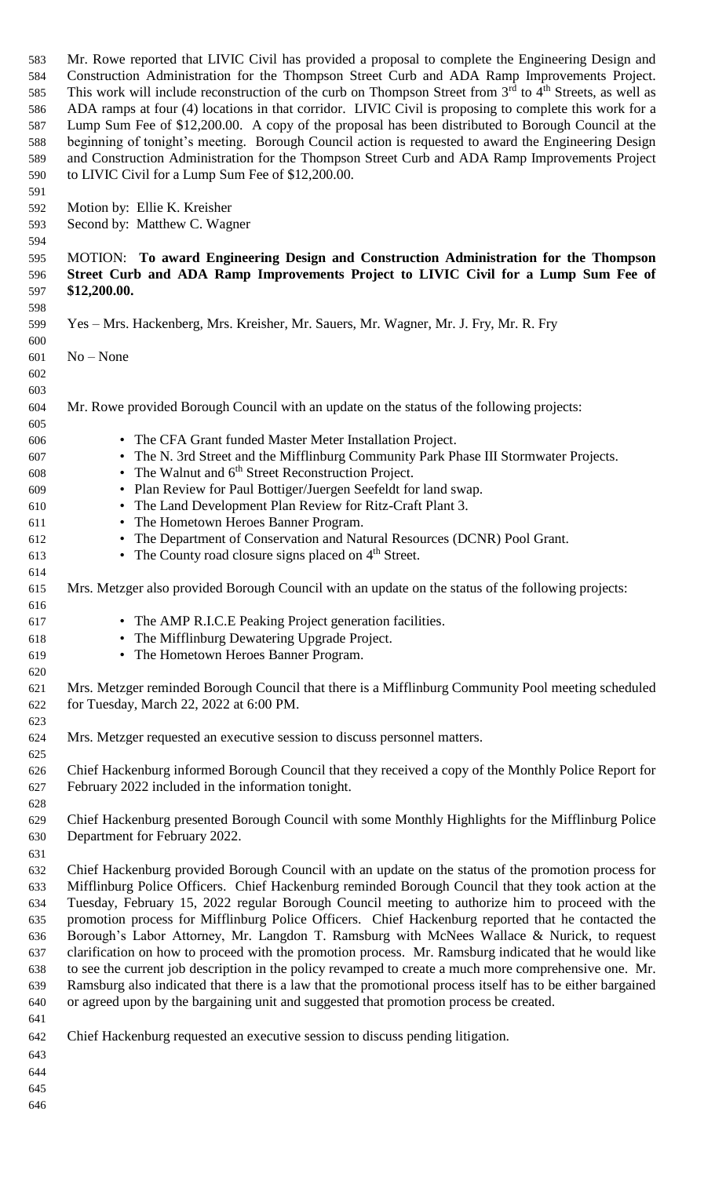Mr. Rowe reported that LIVIC Civil has provided a proposal to complete the Engineering Design and Construction Administration for the Thompson Street Curb and ADA Ramp Improvements Project. This work will include reconstruction of the curb on Thompson Street from 3rd to 4th Streets, as well as ADA ramps at four (4) locations in that corridor. LIVIC Civil is proposing to complete this work for a Lump Sum Fee of $12,200.00. A copy of the proposal has been distributed to Borough Council at the beginning of tonight's meeting. Borough Council action is requested to award the Engineering Design and Construction Administration for the Thompson Street Curb and ADA Ramp Improvements Project to LIVIC Civil for a Lump Sum Fee of $12,200.00.

Motion by: Ellie K. Kreisher
Second by: Matthew C. Wagner

MOTION: **To award Engineering Design and Construction Administration for the Thompson Street Curb and ADA Ramp Improvements Project to LIVIC Civil for a Lump Sum Fee of $12,200.00.**

Yes – Mrs. Hackenberg, Mrs. Kreisher, Mr. Sauers, Mr. Wagner, Mr. J. Fry, Mr. R. Fry

No – None

Mr. Rowe provided Borough Council with an update on the status of the following projects:

- The CFA Grant funded Master Meter Installation Project.
- The N. 3rd Street and the Mifflinburg Community Park Phase III Stormwater Projects.
- The Walnut and 6th Street Reconstruction Project.
- Plan Review for Paul Bottiger/Juergen Seefeldt for land swap.
- The Land Development Plan Review for Ritz-Craft Plant 3.
- The Hometown Heroes Banner Program.
- The Department of Conservation and Natural Resources (DCNR) Pool Grant.
- The County road closure signs placed on 4th Street.

Mrs. Metzger also provided Borough Council with an update on the status of the following projects:

- The AMP R.I.C.E Peaking Project generation facilities.
- The Mifflinburg Dewatering Upgrade Project.
- The Hometown Heroes Banner Program.

Mrs. Metzger reminded Borough Council that there is a Mifflinburg Community Pool meeting scheduled for Tuesday, March 22, 2022 at 6:00 PM.

Mrs. Metzger requested an executive session to discuss personnel matters.

Chief Hackenburg informed Borough Council that they received a copy of the Monthly Police Report for February 2022 included in the information tonight.

Chief Hackenburg presented Borough Council with some Monthly Highlights for the Mifflinburg Police Department for February 2022.

Chief Hackenburg provided Borough Council with an update on the status of the promotion process for Mifflinburg Police Officers. Chief Hackenburg reminded Borough Council that they took action at the Tuesday, February 15, 2022 regular Borough Council meeting to authorize him to proceed with the promotion process for Mifflinburg Police Officers. Chief Hackenburg reported that he contacted the Borough's Labor Attorney, Mr. Langdon T. Ramsburg with McNees Wallace & Nurick, to request clarification on how to proceed with the promotion process. Mr. Ramsburg indicated that he would like to see the current job description in the policy revamped to create a much more comprehensive one. Mr. Ramsburg also indicated that there is a law that the promotional process itself has to be either bargained or agreed upon by the bargaining unit and suggested that promotion process be created.

Chief Hackenburg requested an executive session to discuss pending litigation.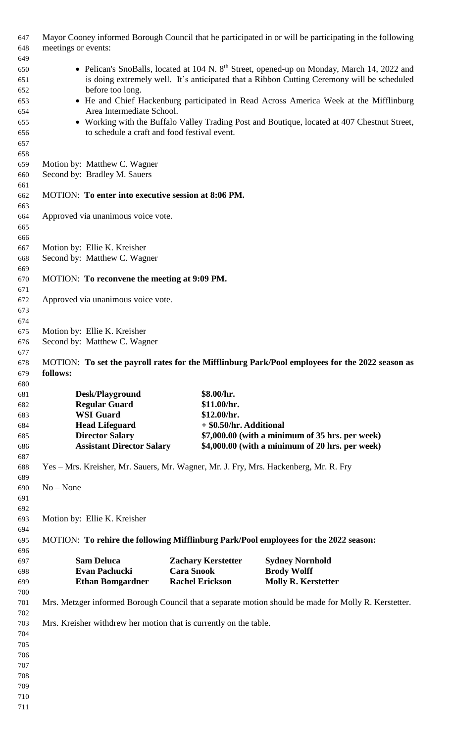Mayor Cooney informed Borough Council that he participated in or will be participating in the following meetings or events:

- Pelican's SnoBalls, located at 104 N. 8th Street, opened-up on Monday, March 14, 2022 and is doing extremely well. It's anticipated that a Ribbon Cutting Ceremony will be scheduled before too long.
- He and Chief Hackenburg participated in Read Across America Week at the Mifflinburg Area Intermediate School.
- Working with the Buffalo Valley Trading Post and Boutique, located at 407 Chestnut Street, to schedule a craft and food festival event.

Motion by: Matthew C. Wagner
Second by: Bradley M. Sauers

MOTION: **To enter into executive session at 8:06 PM.**

Approved via unanimous voice vote.

Motion by: Ellie K. Kreisher
Second by: Matthew C. Wagner

MOTION: **To reconvene the meeting at 9:09 PM.**

Approved via unanimous voice vote.

Motion by: Ellie K. Kreisher
Second by: Matthew C. Wagner

MOTION: **To set the payroll rates for the Mifflinburg Park/Pool employees for the 2022 season as follows:**

| | |
|---|---|
| **Desk/Playground** | **$8.00/hr.** |
| **Regular Guard** | **$11.00/hr.** |
| **WSI Guard** | **$12.00/hr.** |
| **Head Lifeguard** | **+ $0.50/hr. Additional** |
| **Director Salary** | **$7,000.00 (with a minimum of 35 hrs. per week)** |
| **Assistant Director Salary** | **$4,000.00 (with a minimum of 20 hrs. per week)** |

Yes – Mrs. Kreisher, Mr. Sauers, Mr. Wagner, Mr. J. Fry, Mrs. Hackenberg, Mr. R. Fry

No – None

Motion by: Ellie K. Kreisher

MOTION: **To rehire the following Mifflinburg Park/Pool employees for the 2022 season:**

| | | |
|---|---|---|
| **Sam Deluca** | **Zachary Kerstetter** | **Sydney Nornhold** |
| **Evan Pachucki** | **Cara Snook** | **Brody Wolff** |
| **Ethan Bomgardner** | **Rachel Erickson** | **Molly R. Kerstetter** |

Mrs. Metzger informed Borough Council that a separate motion should be made for Molly R. Kerstetter.

Mrs. Kreisher withdrew her motion that is currently on the table.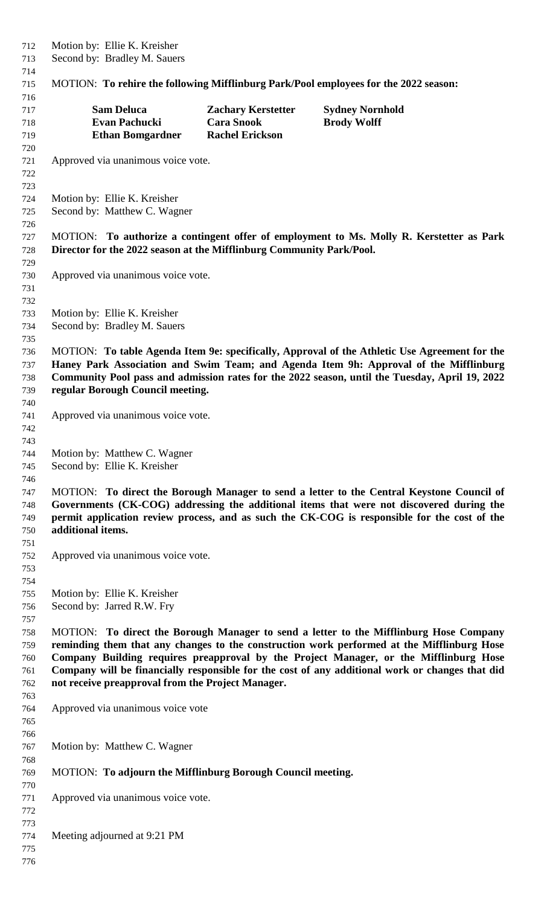Motion by: Ellie K. Kreisher
Second by: Bradley M. Sauers

MOTION: **To rehire the following Mifflinburg Park/Pool employees for the 2022 season:**

| | | |
|---|---|---|
| **Sam Deluca** | **Zachary Kerstetter** | **Sydney Nornhold** |
| **Evan Pachucki** | **Cara Snook** | **Brody Wolff** |
| **Ethan Bomgardner** | **Rachel Erickson** | |

Approved via unanimous voice vote.

Motion by: Ellie K. Kreisher
Second by: Matthew C. Wagner

MOTION: **To authorize a contingent offer of employment to Ms. Molly R. Kerstetter as Park Director for the 2022 season at the Mifflinburg Community Park/Pool.**

Approved via unanimous voice vote.

Motion by: Ellie K. Kreisher
Second by: Bradley M. Sauers

MOTION: **To table Agenda Item 9e: specifically, Approval of the Athletic Use Agreement for the Haney Park Association and Swim Team; and Agenda Item 9h: Approval of the Mifflinburg Community Pool pass and admission rates for the 2022 season, until the Tuesday, April 19, 2022 regular Borough Council meeting.**

Approved via unanimous voice vote.

Motion by: Matthew C. Wagner
Second by: Ellie K. Kreisher

MOTION: **To direct the Borough Manager to send a letter to the Central Keystone Council of Governments (CK-COG) addressing the additional items that were not discovered during the permit application review process, and as such the CK-COG is responsible for the cost of the additional items.**

Approved via unanimous voice vote.

Motion by: Ellie K. Kreisher
Second by: Jarred R.W. Fry

MOTION: **To direct the Borough Manager to send a letter to the Mifflinburg Hose Company reminding them that any changes to the construction work performed at the Mifflinburg Hose Company Building requires preapproval by the Project Manager, or the Mifflinburg Hose Company will be financially responsible for the cost of any additional work or changes that did not receive preapproval from the Project Manager.**

Approved via unanimous voice vote

Motion by: Matthew C. Wagner

MOTION: **To adjourn the Mifflinburg Borough Council meeting.**

Approved via unanimous voice vote.

Meeting adjourned at 9:21 PM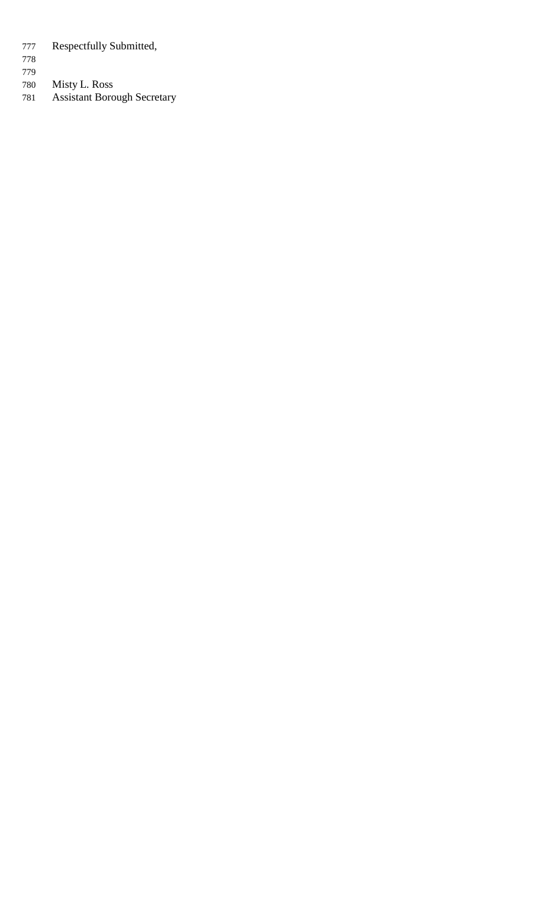Respectfully Submitted,

Misty L. Ross
Assistant Borough Secretary